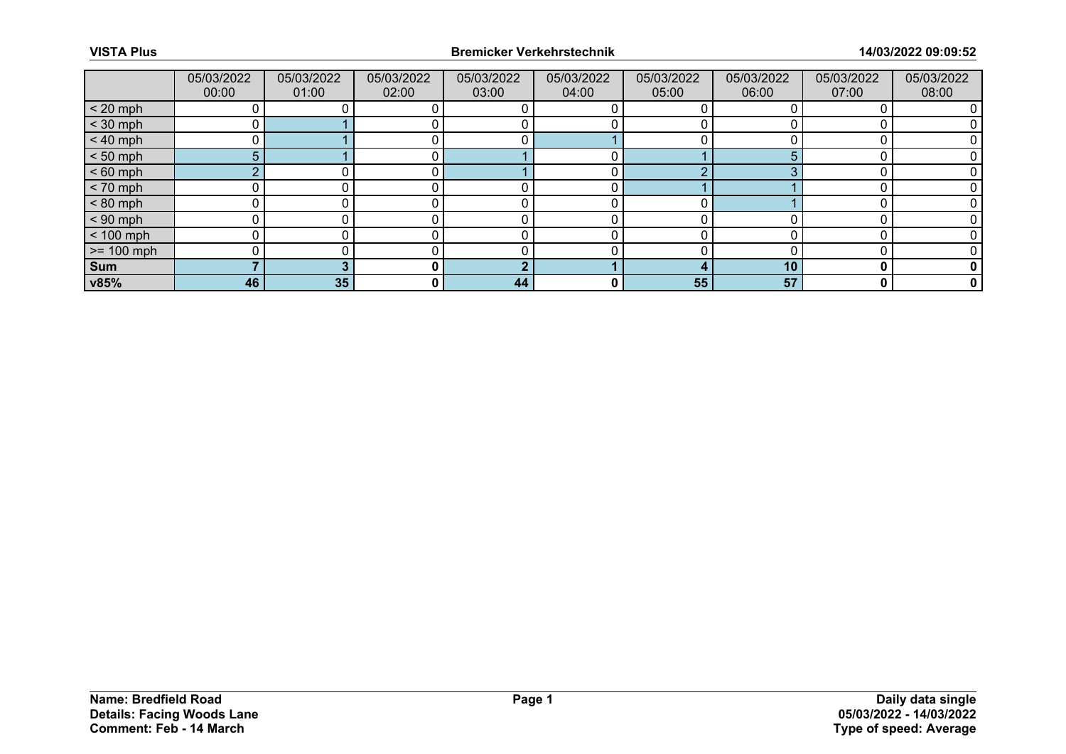| | 05/03/2022 00:00 | 05/03/2022 01:00 | 05/03/2022 02:00 | 05/03/2022 03:00 | 05/03/2022 04:00 | 05/03/2022 05:00 | 05/03/2022 06:00 | 05/03/2022 07:00 | 05/03/2022 08:00 |
|---|---|---|---|---|---|---|---|---|---|
| < 20 mph | 0 | 0 | 0 | 0 | 0 | 0 | 0 | 0 | 0 |
| < 30 mph | 0 | 1 | 0 | 0 | 0 | 0 | 0 | 0 | 0 |
| < 40 mph | 0 | 1 | 0 | 0 | 1 | 0 | 0 | 0 | 0 |
| < 50 mph | 5 | 1 | 0 | 1 | 0 | 1 | 5 | 0 | 0 |
| < 60 mph | 2 | 0 | 0 | 1 | 0 | 2 | 3 | 0 | 0 |
| < 70 mph | 0 | 0 | 0 | 0 | 0 | 1 | 1 | 0 | 0 |
| < 80 mph | 0 | 0 | 0 | 0 | 0 | 0 | 1 | 0 | 0 |
| < 90 mph | 0 | 0 | 0 | 0 | 0 | 0 | 0 | 0 | 0 |
| < 100 mph | 0 | 0 | 0 | 0 | 0 | 0 | 0 | 0 | 0 |
| >= 100 mph | 0 | 0 | 0 | 0 | 0 | 0 | 0 | 0 | 0 |
| **Sum** | **7** | **3** | **0** | **2** | **1** | **4** | **10** | **0** | **0** |
| **v85%** | **46** | **35** | **0** | **44** | **0** | **55** | **57** | **0** | **0** |

**Name: Bredfield Road**
**Details: Facing Woods Lane**
**Comment: Feb - 14 March**

**Daily data single**
**05/03/2022 - 14/03/2022**
**Type of speed: Average**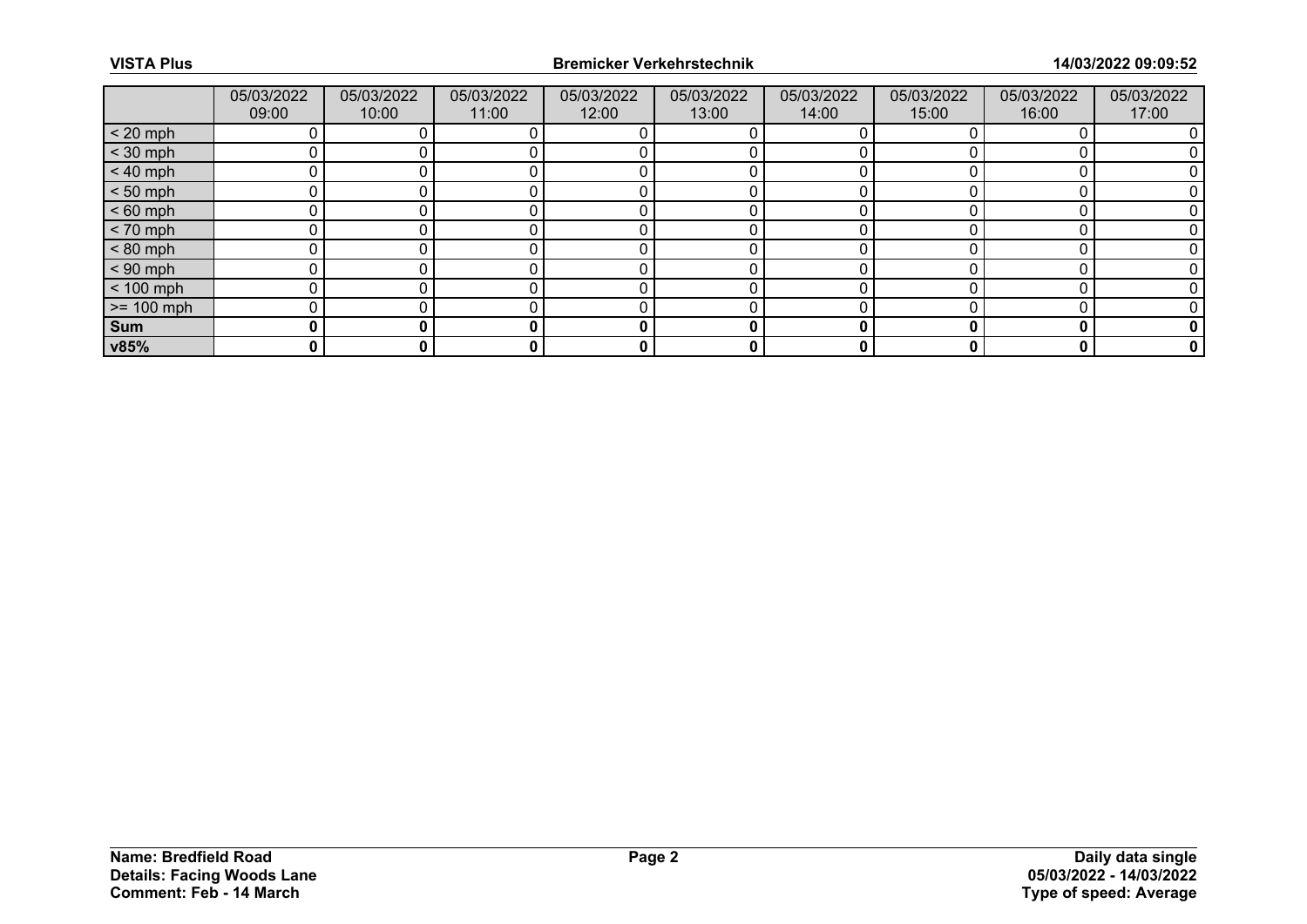| | 05/03/2022 09:00 | 05/03/2022 10:00 | 05/03/2022 11:00 | 05/03/2022 12:00 | 05/03/2022 13:00 | 05/03/2022 14:00 | 05/03/2022 15:00 | 05/03/2022 16:00 | 05/03/2022 17:00 |
|---|---|---|---|---|---|---|---|---|---|
| < 20 mph | 0 | 0 | 0 | 0 | 0 | 0 | 0 | 0 | 0 |
| < 30 mph | 0 | 0 | 0 | 0 | 0 | 0 | 0 | 0 | 0 |
| < 40 mph | 0 | 0 | 0 | 0 | 0 | 0 | 0 | 0 | 0 |
| < 50 mph | 0 | 0 | 0 | 0 | 0 | 0 | 0 | 0 | 0 |
| < 60 mph | 0 | 0 | 0 | 0 | 0 | 0 | 0 | 0 | 0 |
| < 70 mph | 0 | 0 | 0 | 0 | 0 | 0 | 0 | 0 | 0 |
| < 80 mph | 0 | 0 | 0 | 0 | 0 | 0 | 0 | 0 | 0 |
| < 90 mph | 0 | 0 | 0 | 0 | 0 | 0 | 0 | 0 | 0 |
| < 100 mph | 0 | 0 | 0 | 0 | 0 | 0 | 0 | 0 | 0 |
| >= 100 mph | 0 | 0 | 0 | 0 | 0 | 0 | 0 | 0 | 0 |
| **Sum** | **0** | **0** | **0** | **0** | **0** | **0** | **0** | **0** | **0** |
| **v85%** | **0** | **0** | **0** | **0** | **0** | **0** | **0** | **0** | **0** |

**Name: Bredfield Road**
**Details: Facing Woods Lane**
**Comment: Feb - 14 March**

**Daily data single**
**05/03/2022 - 14/03/2022**
**Type of speed: Average**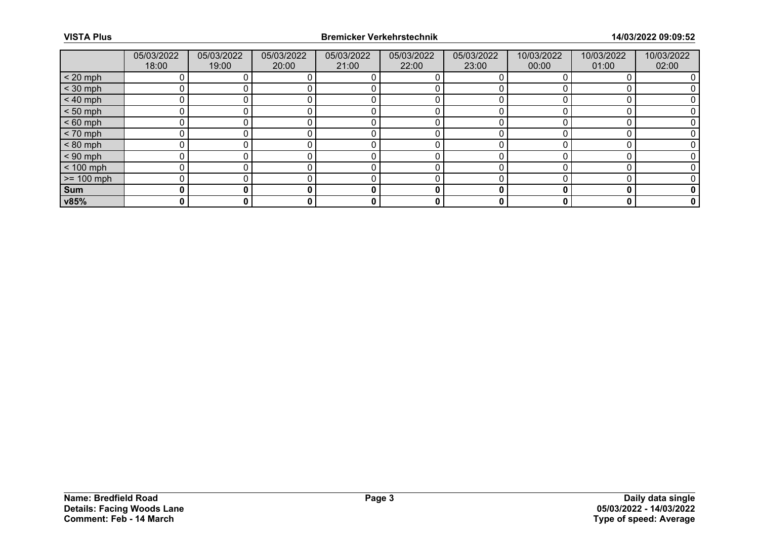| | 05/03/2022 18:00 | 05/03/2022 19:00 | 05/03/2022 20:00 | 05/03/2022 21:00 | 05/03/2022 22:00 | 05/03/2022 23:00 | 10/03/2022 00:00 | 10/03/2022 01:00 | 10/03/2022 02:00 |
|---|---|---|---|---|---|---|---|---|---|
| < 20 mph | 0 | 0 | 0 | 0 | 0 | 0 | 0 | 0 | 0 |
| < 30 mph | 0 | 0 | 0 | 0 | 0 | 0 | 0 | 0 | 0 |
| < 40 mph | 0 | 0 | 0 | 0 | 0 | 0 | 0 | 0 | 0 |
| < 50 mph | 0 | 0 | 0 | 0 | 0 | 0 | 0 | 0 | 0 |
| < 60 mph | 0 | 0 | 0 | 0 | 0 | 0 | 0 | 0 | 0 |
| < 70 mph | 0 | 0 | 0 | 0 | 0 | 0 | 0 | 0 | 0 |
| < 80 mph | 0 | 0 | 0 | 0 | 0 | 0 | 0 | 0 | 0 |
| < 90 mph | 0 | 0 | 0 | 0 | 0 | 0 | 0 | 0 | 0 |
| < 100 mph | 0 | 0 | 0 | 0 | 0 | 0 | 0 | 0 | 0 |
| >= 100 mph | 0 | 0 | 0 | 0 | 0 | 0 | 0 | 0 | 0 |
| **Sum** | **0** | **0** | **0** | **0** | **0** | **0** | **0** | **0** | **0** |
| **v85%** | **0** | **0** | **0** | **0** | **0** | **0** | **0** | **0** | **0** |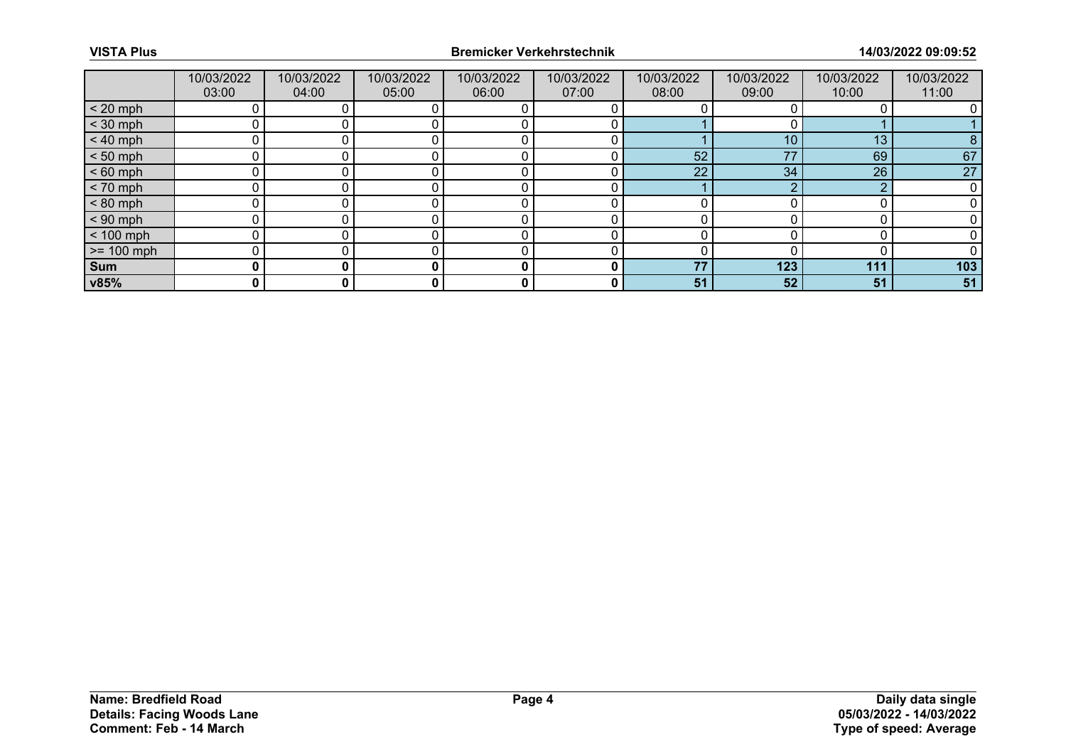| | 10/03/2022 03:00 | 10/03/2022 04:00 | 10/03/2022 05:00 | 10/03/2022 06:00 | 10/03/2022 07:00 | 10/03/2022 08:00 | 10/03/2022 09:00 | 10/03/2022 10:00 | 10/03/2022 11:00 |
|---|---|---|---|---|---|---|---|---|---|
| < 20 mph | 0 | 0 | 0 | 0 | 0 | 0 | 0 | 0 | 0 |
| < 30 mph | 0 | 0 | 0 | 0 | 0 | 1 | 0 | 1 | 1 |
| < 40 mph | 0 | 0 | 0 | 0 | 0 | 1 | 10 | 13 | 8 |
| < 50 mph | 0 | 0 | 0 | 0 | 0 | 52 | 77 | 69 | 67 |
| < 60 mph | 0 | 0 | 0 | 0 | 0 | 22 | 34 | 26 | 27 |
| < 70 mph | 0 | 0 | 0 | 0 | 0 | 1 | 2 | 2 | 0 |
| < 80 mph | 0 | 0 | 0 | 0 | 0 | 0 | 0 | 0 | 0 |
| < 90 mph | 0 | 0 | 0 | 0 | 0 | 0 | 0 | 0 | 0 |
| < 100 mph | 0 | 0 | 0 | 0 | 0 | 0 | 0 | 0 | 0 |
| >= 100 mph | 0 | 0 | 0 | 0 | 0 | 0 | 0 | 0 | 0 |
| **Sum** | **0** | **0** | **0** | **0** | **0** | **77** | **123** | **111** | **103** |
| **v85%** | **0** | **0** | **0** | **0** | **0** | **51** | **52** | **51** | **51** |

**Name: Bredfield Road**
**Details: Facing Woods Lane**
**Comment: Feb - 14 March**

**Daily data single**
**05/03/2022 - 14/03/2022**
**Type of speed: Average**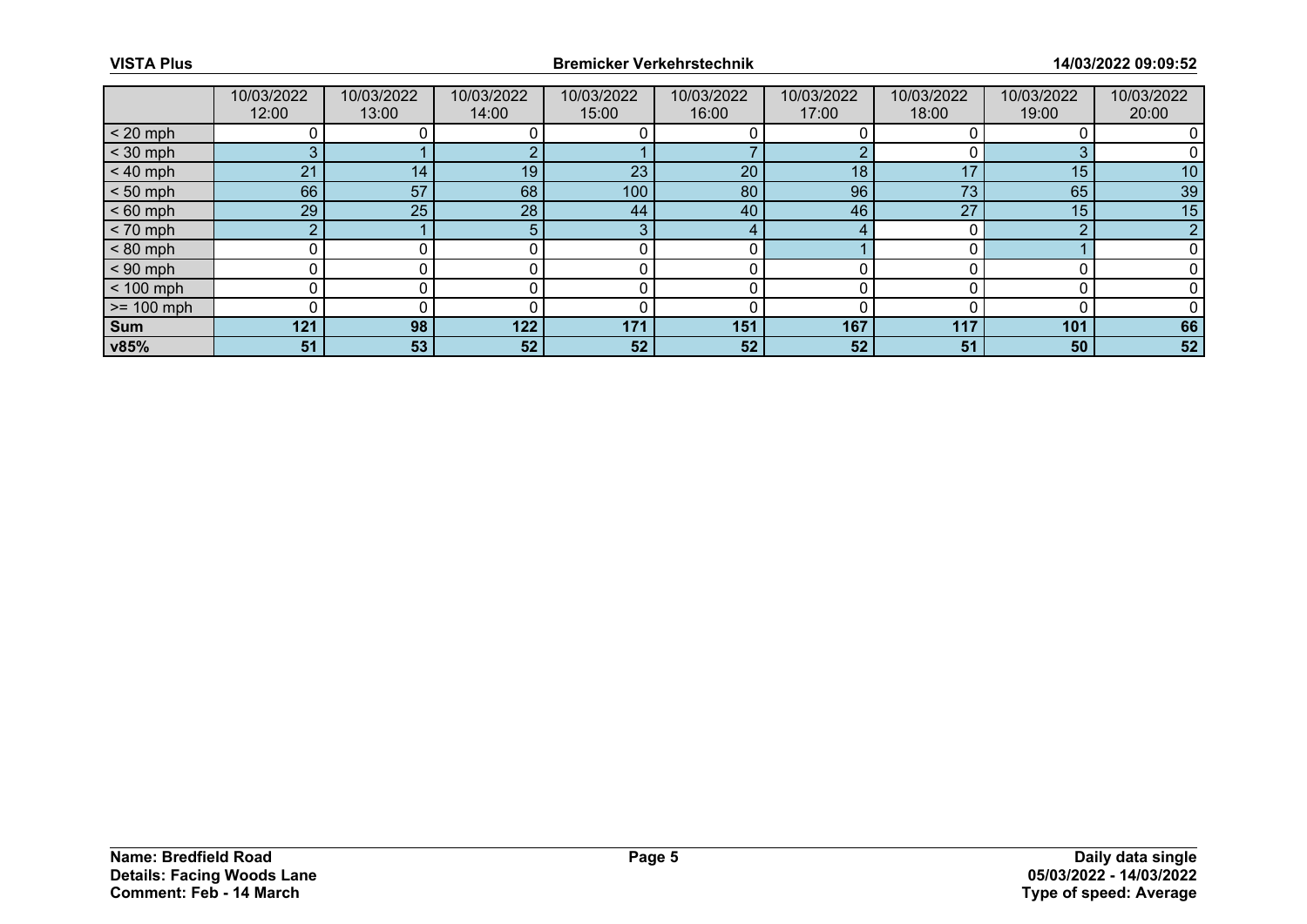| | 10/03/2022 12:00 | 10/03/2022 13:00 | 10/03/2022 14:00 | 10/03/2022 15:00 | 10/03/2022 16:00 | 10/03/2022 17:00 | 10/03/2022 18:00 | 10/03/2022 19:00 | 10/03/2022 20:00 |
|---|---|---|---|---|---|---|---|---|---|
| < 20 mph | 0 | 0 | 0 | 0 | 0 | 0 | 0 | 0 | 0 |
| < 30 mph | 3 | 1 | 2 | 1 | 7 | 2 | 0 | 3 | 0 |
| < 40 mph | 21 | 14 | 19 | 23 | 20 | 18 | 17 | 15 | 10 |
| < 50 mph | 66 | 57 | 68 | 100 | 80 | 96 | 73 | 65 | 39 |
| < 60 mph | 29 | 25 | 28 | 44 | 40 | 46 | 27 | 15 | 15 |
| < 70 mph | 2 | 1 | 5 | 3 | 4 | 4 | 0 | 2 | 2 |
| < 80 mph | 0 | 0 | 0 | 0 | 0 | 1 | 0 | 1 | 0 |
| < 90 mph | 0 | 0 | 0 | 0 | 0 | 0 | 0 | 0 | 0 |
| < 100 mph | 0 | 0 | 0 | 0 | 0 | 0 | 0 | 0 | 0 |
| >= 100 mph | 0 | 0 | 0 | 0 | 0 | 0 | 0 | 0 | 0 |
| **Sum** | **121** | **98** | **122** | **171** | **151** | **167** | **117** | **101** | **66** |
| **v85%** | **51** | **53** | **52** | **52** | **52** | **52** | **51** | **50** | **52** |

**Name: Bredfield Road**
**Details: Facing Woods Lane**
**Comment: Feb - 14 March**

**Daily data single**
**05/03/2022 - 14/03/2022**
**Type of speed: Average**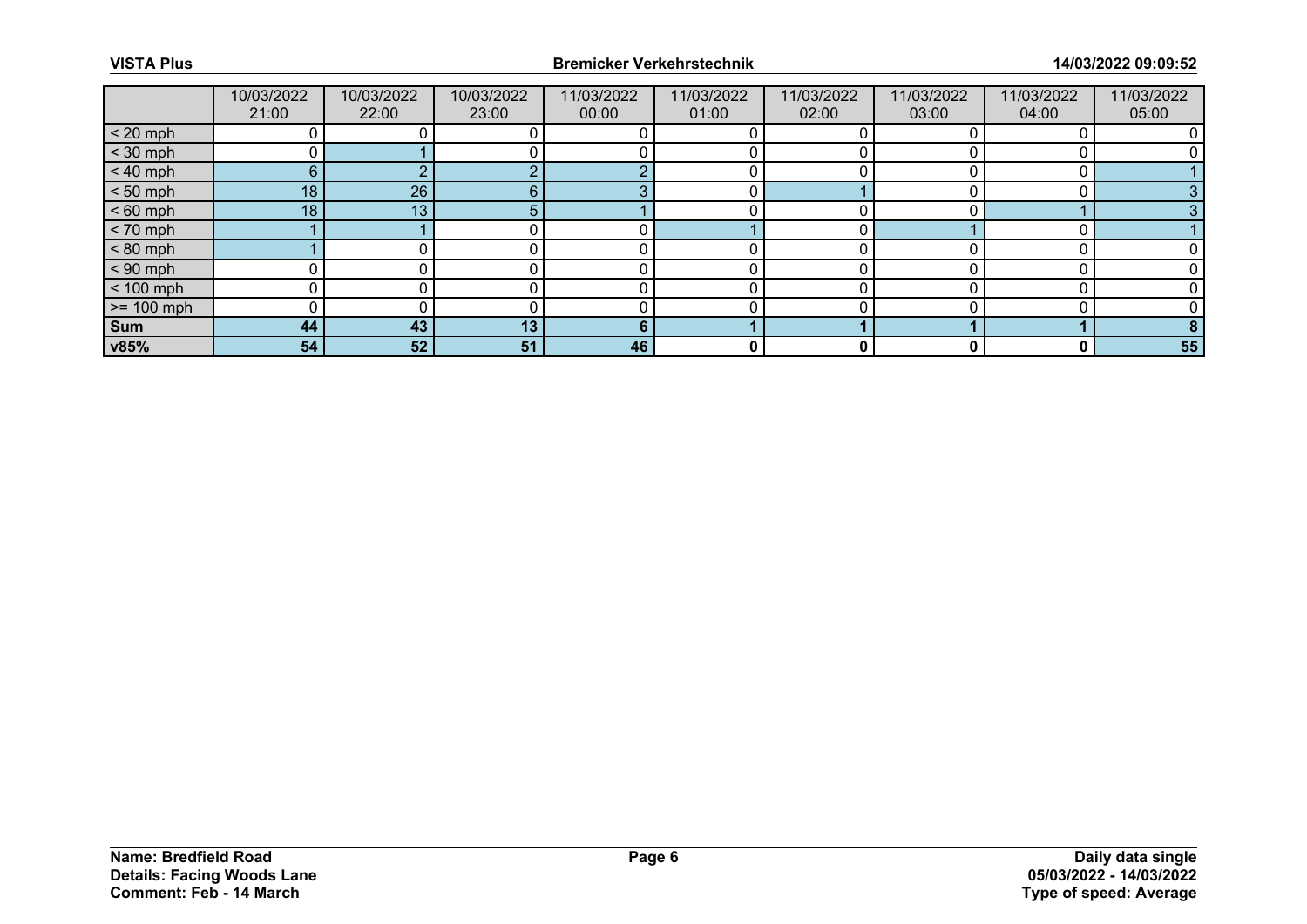| | 10/03/2022 21:00 | 10/03/2022 22:00 | 10/03/2022 23:00 | 11/03/2022 00:00 | 11/03/2022 01:00 | 11/03/2022 02:00 | 11/03/2022 03:00 | 11/03/2022 04:00 | 11/03/2022 05:00 |
|---|---|---|---|---|---|---|---|---|---|
| < 20 mph | 0 | 0 | 0 | 0 | 0 | 0 | 0 | 0 | 0 |
| < 30 mph | 0 | 1 | 0 | 0 | 0 | 0 | 0 | 0 | 0 |
| < 40 mph | 6 | 2 | 2 | 2 | 0 | 0 | 0 | 0 | 1 |
| < 50 mph | 18 | 26 | 6 | 3 | 0 | 1 | 0 | 0 | 3 |
| < 60 mph | 18 | 13 | 5 | 1 | 0 | 0 | 0 | 1 | 3 |
| < 70 mph | 1 | 1 | 0 | 0 | 1 | 0 | 1 | 0 | 1 |
| < 80 mph | 1 | 0 | 0 | 0 | 0 | 0 | 0 | 0 | 0 |
| < 90 mph | 0 | 0 | 0 | 0 | 0 | 0 | 0 | 0 | 0 |
| < 100 mph | 0 | 0 | 0 | 0 | 0 | 0 | 0 | 0 | 0 |
| >= 100 mph | 0 | 0 | 0 | 0 | 0 | 0 | 0 | 0 | 0 |
| **Sum** | **44** | **43** | **13** | **6** | **1** | **1** | **1** | **1** | **8** |
| **v85%** | **54** | **52** | **51** | **46** | **0** | **0** | **0** | **0** | **55** |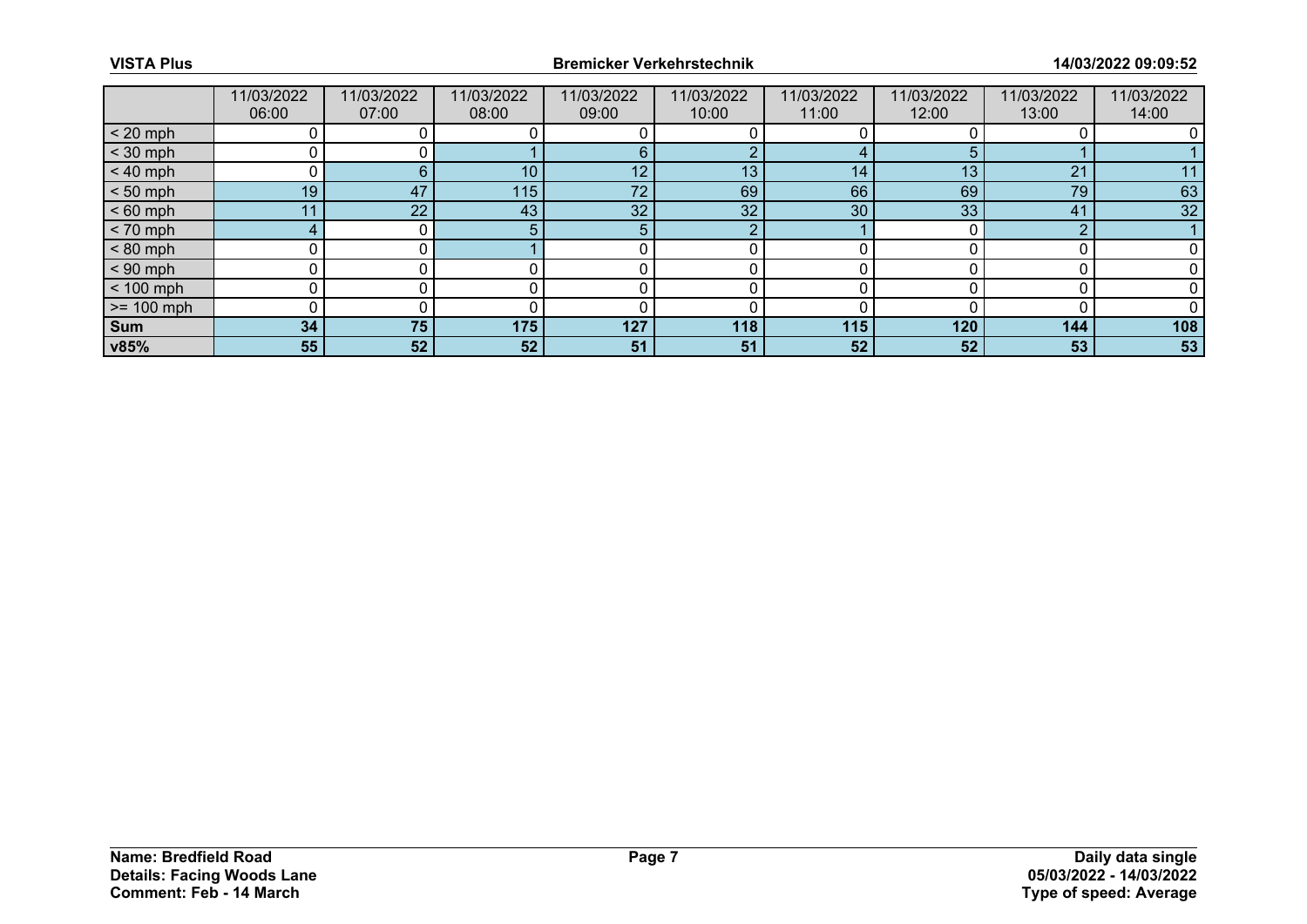| | 11/03/2022 06:00 | 11/03/2022 07:00 | 11/03/2022 08:00 | 11/03/2022 09:00 | 11/03/2022 10:00 | 11/03/2022 11:00 | 11/03/2022 12:00 | 11/03/2022 13:00 | 11/03/2022 14:00 |
|---|---|---|---|---|---|---|---|---|---|
| < 20 mph | 0 | 0 | 0 | 0 | 0 | 0 | 0 | 0 | 0 |
| < 30 mph | 0 | 0 | 1 | 6 | 2 | 4 | 5 | 1 | 1 |
| < 40 mph | 0 | 6 | 10 | 12 | 13 | 14 | 13 | 21 | 11 |
| < 50 mph | 19 | 47 | 115 | 72 | 69 | 66 | 69 | 79 | 63 |
| < 60 mph | 11 | 22 | 43 | 32 | 32 | 30 | 33 | 41 | 32 |
| < 70 mph | 4 | 0 | 5 | 5 | 2 | 1 | 0 | 2 | 1 |
| < 80 mph | 0 | 0 | 1 | 0 | 0 | 0 | 0 | 0 | 0 |
| < 90 mph | 0 | 0 | 0 | 0 | 0 | 0 | 0 | 0 | 0 |
| < 100 mph | 0 | 0 | 0 | 0 | 0 | 0 | 0 | 0 | 0 |
| >= 100 mph | 0 | 0 | 0 | 0 | 0 | 0 | 0 | 0 | 0 |
| **Sum** | **34** | **75** | **175** | **127** | **118** | **115** | **120** | **144** | **108** |
| **v85%** | **55** | **52** | **52** | **51** | **51** | **52** | **52** | **53** | **53** |

**Name: Bredfield Road**
**Details: Facing Woods Lane**
**Comment: Feb - 14 March**

**Daily data single**
**05/03/2022 - 14/03/2022**
**Type of speed: Average**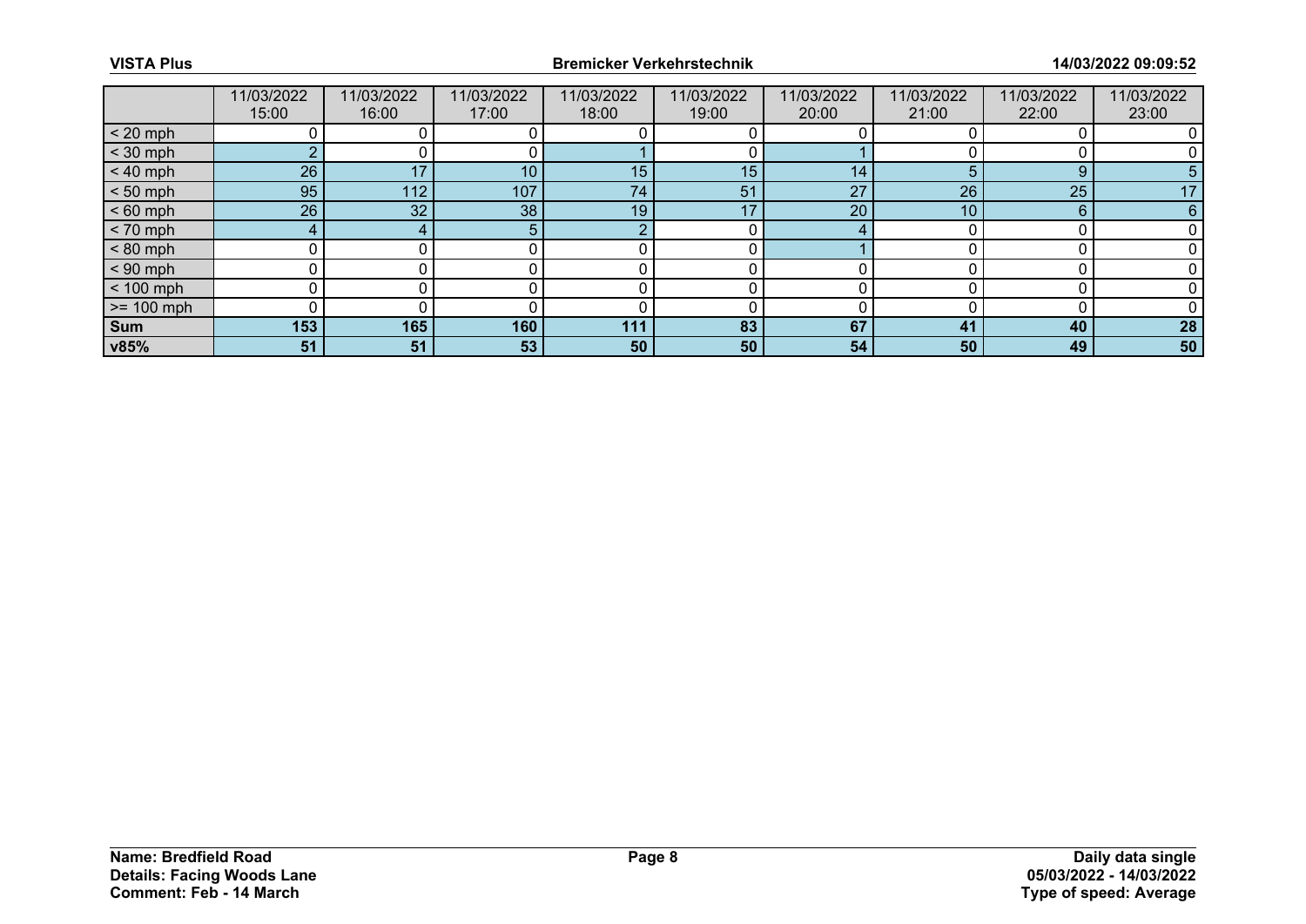| | 11/03/2022 15:00 | 11/03/2022 16:00 | 11/03/2022 17:00 | 11/03/2022 18:00 | 11/03/2022 19:00 | 11/03/2022 20:00 | 11/03/2022 21:00 | 11/03/2022 22:00 | 11/03/2022 23:00 |
|---|---|---|---|---|---|---|---|---|---|
| < 20 mph | 0 | 0 | 0 | 0 | 0 | 0 | 0 | 0 | 0 |
| < 30 mph | 2 | 0 | 0 | 1 | 0 | 1 | 0 | 0 | 0 |
| < 40 mph | 26 | 17 | 10 | 15 | 15 | 14 | 5 | 9 | 5 |
| < 50 mph | 95 | 112 | 107 | 74 | 51 | 27 | 26 | 25 | 17 |
| < 60 mph | 26 | 32 | 38 | 19 | 17 | 20 | 10 | 6 | 6 |
| < 70 mph | 4 | 4 | 5 | 2 | 0 | 4 | 0 | 0 | 0 |
| < 80 mph | 0 | 0 | 0 | 0 | 0 | 1 | 0 | 0 | 0 |
| < 90 mph | 0 | 0 | 0 | 0 | 0 | 0 | 0 | 0 | 0 |
| < 100 mph | 0 | 0 | 0 | 0 | 0 | 0 | 0 | 0 | 0 |
| >= 100 mph | 0 | 0 | 0 | 0 | 0 | 0 | 0 | 0 | 0 |
| **Sum** | **153** | **165** | **160** | **111** | **83** | **67** | **41** | **40** | **28** |
| **v85%** | **51** | **51** | **53** | **50** | **50** | **54** | **50** | **49** | **50** |

**Name: Bredfield Road**
**Details: Facing Woods Lane**
**Comment: Feb - 14 March**

**Daily data single**
**05/03/2022 - 14/03/2022**
**Type of speed: Average**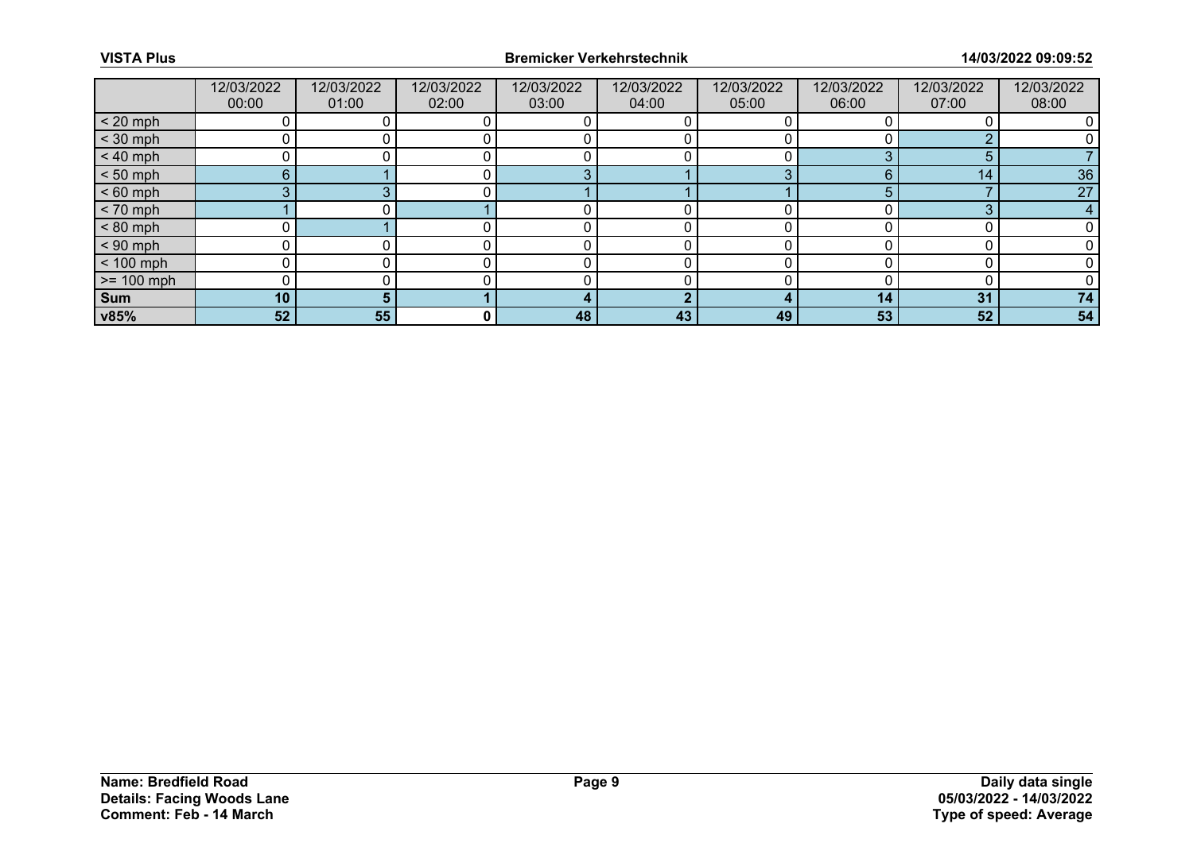| | 12/03/2022 00:00 | 12/03/2022 01:00 | 12/03/2022 02:00 | 12/03/2022 03:00 | 12/03/2022 04:00 | 12/03/2022 05:00 | 12/03/2022 06:00 | 12/03/2022 07:00 | 12/03/2022 08:00 |
|---|---|---|---|---|---|---|---|---|---|
| < 20 mph | 0 | 0 | 0 | 0 | 0 | 0 | 0 | 0 | 0 |
| < 30 mph | 0 | 0 | 0 | 0 | 0 | 0 | 0 | 2 | 0 |
| < 40 mph | 0 | 0 | 0 | 0 | 0 | 0 | 3 | 5 | 7 |
| < 50 mph | 6 | 1 | 0 | 3 | 1 | 3 | 6 | 14 | 36 |
| < 60 mph | 3 | 3 | 0 | 1 | 1 | 1 | 5 | 7 | 27 |
| < 70 mph | 1 | 0 | 1 | 0 | 0 | 0 | 0 | 3 | 4 |
| < 80 mph | 0 | 1 | 0 | 0 | 0 | 0 | 0 | 0 | 0 |
| < 90 mph | 0 | 0 | 0 | 0 | 0 | 0 | 0 | 0 | 0 |
| < 100 mph | 0 | 0 | 0 | 0 | 0 | 0 | 0 | 0 | 0 |
| >= 100 mph | 0 | 0 | 0 | 0 | 0 | 0 | 0 | 0 | 0 |
| **Sum** | **10** | **5** | **1** | **4** | **2** | **4** | **14** | **31** | **74** |
| **v85%** | **52** | **55** | **0** | **48** | **43** | **49** | **53** | **52** | **54** |

**Name: Bredfield Road**
**Details: Facing Woods Lane**
**Comment: Feb - 14 March**

**Daily data single**
**05/03/2022 - 14/03/2022**
**Type of speed: Average**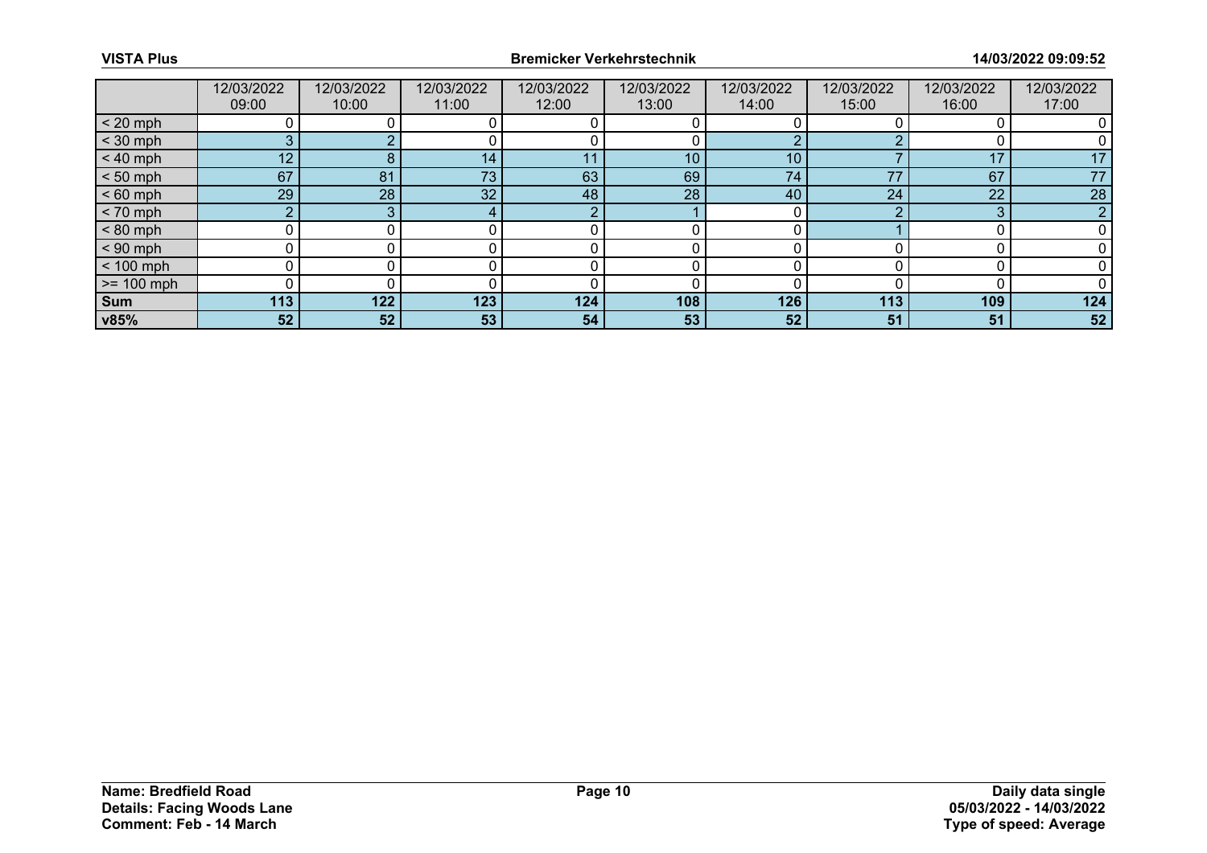| | 12/03/2022 09:00 | 12/03/2022 10:00 | 12/03/2022 11:00 | 12/03/2022 12:00 | 12/03/2022 13:00 | 12/03/2022 14:00 | 12/03/2022 15:00 | 12/03/2022 16:00 | 12/03/2022 17:00 |
|---|---|---|---|---|---|---|---|---|---|
| < 20 mph | 0 | 0 | 0 | 0 | 0 | 0 | 0 | 0 | 0 |
| < 30 mph | 3 | 2 | 0 | 0 | 0 | 2 | 2 | 0 | 0 |
| < 40 mph | 12 | 8 | 14 | 11 | 10 | 10 | 7 | 17 | 17 |
| < 50 mph | 67 | 81 | 73 | 63 | 69 | 74 | 77 | 67 | 77 |
| < 60 mph | 29 | 28 | 32 | 48 | 28 | 40 | 24 | 22 | 28 |
| < 70 mph | 2 | 3 | 4 | 2 | 1 | 0 | 2 | 3 | 2 |
| < 80 mph | 0 | 0 | 0 | 0 | 0 | 0 | 1 | 0 | 0 |
| < 90 mph | 0 | 0 | 0 | 0 | 0 | 0 | 0 | 0 | 0 |
| < 100 mph | 0 | 0 | 0 | 0 | 0 | 0 | 0 | 0 | 0 |
| >= 100 mph | 0 | 0 | 0 | 0 | 0 | 0 | 0 | 0 | 0 |
| **Sum** | **113** | **122** | **123** | **124** | **108** | **126** | **113** | **109** | **124** |
| **v85%** | **52** | **52** | **53** | **54** | **53** | **52** | **51** | **51** | **52** |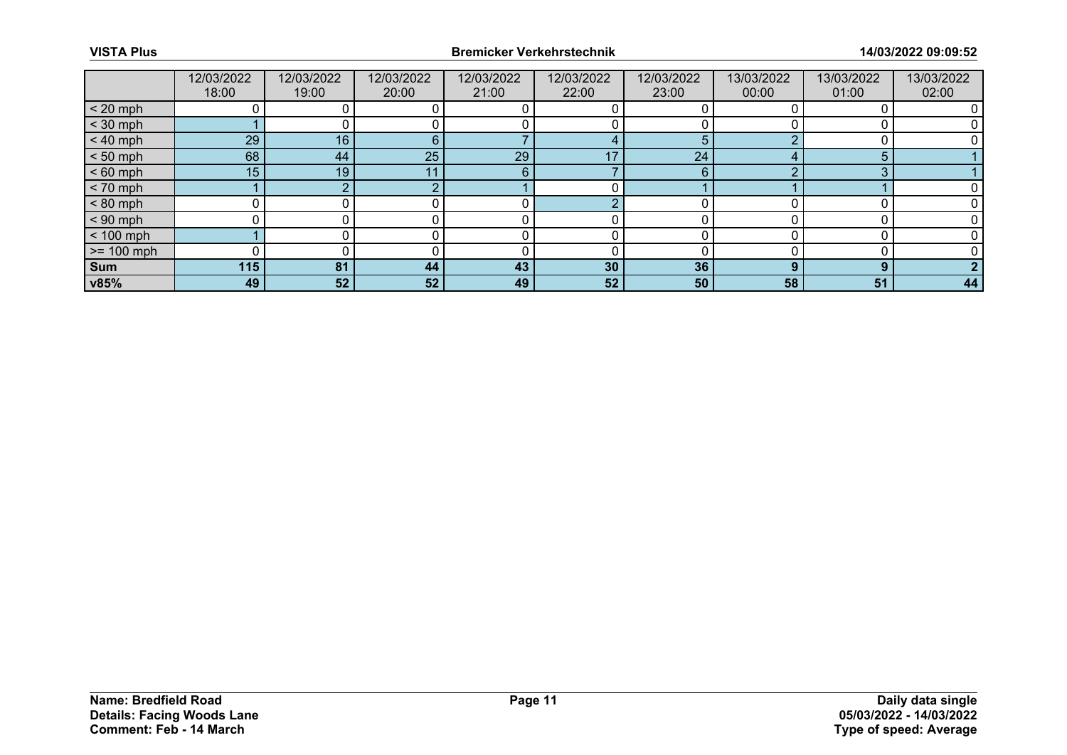| | 12/03/2022 18:00 | 12/03/2022 19:00 | 12/03/2022 20:00 | 12/03/2022 21:00 | 12/03/2022 22:00 | 12/03/2022 23:00 | 13/03/2022 00:00 | 13/03/2022 01:00 | 13/03/2022 02:00 |
|---|---|---|---|---|---|---|---|---|---|
| < 20 mph | 0 | 0 | 0 | 0 | 0 | 0 | 0 | 0 | 0 |
| < 30 mph | 1 | 0 | 0 | 0 | 0 | 0 | 0 | 0 | 0 |
| < 40 mph | 29 | 16 | 6 | 7 | 4 | 5 | 2 | 0 | 0 |
| < 50 mph | 68 | 44 | 25 | 29 | 17 | 24 | 4 | 5 | 1 |
| < 60 mph | 15 | 19 | 11 | 6 | 7 | 6 | 2 | 3 | 1 |
| < 70 mph | 1 | 2 | 2 | 1 | 0 | 1 | 1 | 1 | 0 |
| < 80 mph | 0 | 0 | 0 | 0 | 2 | 0 | 0 | 0 | 0 |
| < 90 mph | 0 | 0 | 0 | 0 | 0 | 0 | 0 | 0 | 0 |
| < 100 mph | 1 | 0 | 0 | 0 | 0 | 0 | 0 | 0 | 0 |
| >= 100 mph | 0 | 0 | 0 | 0 | 0 | 0 | 0 | 0 | 0 |
| **Sum** | **115** | **81** | **44** | **43** | **30** | **36** | **9** | **9** | **2** |
| **v85%** | **49** | **52** | **52** | **49** | **52** | **50** | **58** | **51** | **44** |

**Name: Bredfield Road**
**Details: Facing Woods Lane**
**Comment: Feb - 14 March**

**Daily data single**
**05/03/2022 - 14/03/2022**
**Type of speed: Average**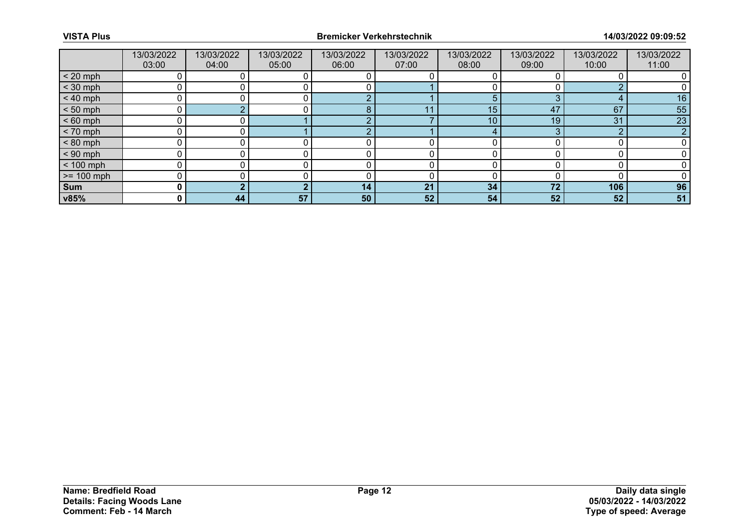| | 13/03/2022 03:00 | 13/03/2022 04:00 | 13/03/2022 05:00 | 13/03/2022 06:00 | 13/03/2022 07:00 | 13/03/2022 08:00 | 13/03/2022 09:00 | 13/03/2022 10:00 | 13/03/2022 11:00 |
|---|---|---|---|---|---|---|---|---|---|
| < 20 mph | 0 | 0 | 0 | 0 | 0 | 0 | 0 | 0 | 0 |
| < 30 mph | 0 | 0 | 0 | 0 | 1 | 0 | 0 | 2 | 0 |
| < 40 mph | 0 | 0 | 0 | 2 | 1 | 5 | 3 | 4 | 16 |
| < 50 mph | 0 | 2 | 0 | 8 | 11 | 15 | 47 | 67 | 55 |
| < 60 mph | 0 | 0 | 1 | 2 | 7 | 10 | 19 | 31 | 23 |
| < 70 mph | 0 | 0 | 1 | 2 | 1 | 4 | 3 | 2 | 2 |
| < 80 mph | 0 | 0 | 0 | 0 | 0 | 0 | 0 | 0 | 0 |
| < 90 mph | 0 | 0 | 0 | 0 | 0 | 0 | 0 | 0 | 0 |
| < 100 mph | 0 | 0 | 0 | 0 | 0 | 0 | 0 | 0 | 0 |
| >= 100 mph | 0 | 0 | 0 | 0 | 0 | 0 | 0 | 0 | 0 |
| **Sum** | **0** | **2** | **2** | **14** | **21** | **34** | **72** | **106** | **96** |
| **v85%** | **0** | **44** | **57** | **50** | **52** | **54** | **52** | **52** | **51** |

**Name: Bredfield Road**
**Details: Facing Woods Lane**
**Comment: Feb - 14 March**

**Daily data single**
**05/03/2022 - 14/03/2022**
**Type of speed: Average**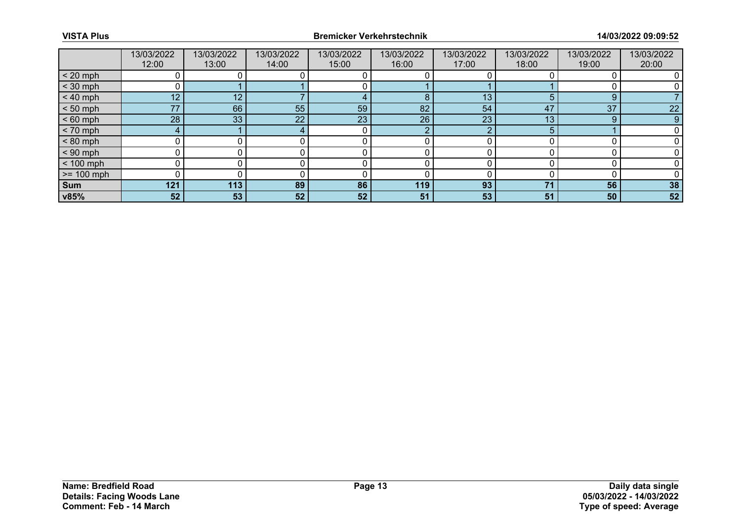| | 13/03/2022 12:00 | 13/03/2022 13:00 | 13/03/2022 14:00 | 13/03/2022 15:00 | 13/03/2022 16:00 | 13/03/2022 17:00 | 13/03/2022 18:00 | 13/03/2022 19:00 | 13/03/2022 20:00 |
|---|---|---|---|---|---|---|---|---|---|
| < 20 mph | 0 | 0 | 0 | 0 | 0 | 0 | 0 | 0 | 0 |
| < 30 mph | 0 | 1 | 1 | 0 | 1 | 1 | 1 | 0 | 0 |
| < 40 mph | 12 | 12 | 7 | 4 | 8 | 13 | 5 | 9 | 7 |
| < 50 mph | 77 | 66 | 55 | 59 | 82 | 54 | 47 | 37 | 22 |
| < 60 mph | 28 | 33 | 22 | 23 | 26 | 23 | 13 | 9 | 9 |
| < 70 mph | 4 | 1 | 4 | 0 | 2 | 2 | 5 | 1 | 0 |
| < 80 mph | 0 | 0 | 0 | 0 | 0 | 0 | 0 | 0 | 0 |
| < 90 mph | 0 | 0 | 0 | 0 | 0 | 0 | 0 | 0 | 0 |
| < 100 mph | 0 | 0 | 0 | 0 | 0 | 0 | 0 | 0 | 0 |
| >= 100 mph | 0 | 0 | 0 | 0 | 0 | 0 | 0 | 0 | 0 |
| **Sum** | **121** | **113** | **89** | **86** | **119** | **93** | **71** | **56** | **38** |
| **v85%** | **52** | **53** | **52** | **52** | **51** | **53** | **51** | **50** | **52** |

**Name: Bredfield Road**
**Details: Facing Woods Lane**
**Comment: Feb - 14 March**

**Daily data single**
**05/03/2022 - 14/03/2022**
**Type of speed: Average**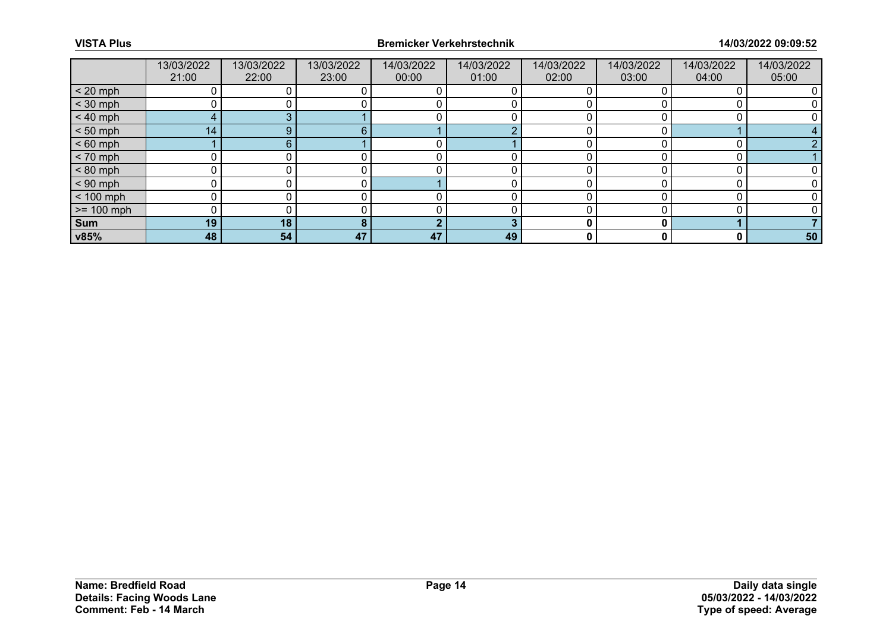| | 13/03/2022 21:00 | 13/03/2022 22:00 | 13/03/2022 23:00 | 14/03/2022 00:00 | 14/03/2022 01:00 | 14/03/2022 02:00 | 14/03/2022 03:00 | 14/03/2022 04:00 | 14/03/2022 05:00 |
|---|---|---|---|---|---|---|---|---|---|
| < 20 mph | 0 | 0 | 0 | 0 | 0 | 0 | 0 | 0 | 0 |
| < 30 mph | 0 | 0 | 0 | 0 | 0 | 0 | 0 | 0 | 0 |
| < 40 mph | 4 | 3 | 1 | 0 | 0 | 0 | 0 | 0 | 0 |
| < 50 mph | 14 | 9 | 6 | 1 | 2 | 0 | 0 | 1 | 4 |
| < 60 mph | 1 | 6 | 1 | 0 | 1 | 0 | 0 | 0 | 2 |
| < 70 mph | 0 | 0 | 0 | 0 | 0 | 0 | 0 | 0 | 1 |
| < 80 mph | 0 | 0 | 0 | 0 | 0 | 0 | 0 | 0 | 0 |
| < 90 mph | 0 | 0 | 0 | 1 | 0 | 0 | 0 | 0 | 0 |
| < 100 mph | 0 | 0 | 0 | 0 | 0 | 0 | 0 | 0 | 0 |
| >= 100 mph | 0 | 0 | 0 | 0 | 0 | 0 | 0 | 0 | 0 |
| **Sum** | **19** | **18** | **8** | **2** | **3** | **0** | **0** | **1** | **7** |
| **v85%** | **48** | **54** | **47** | **47** | **49** | **0** | **0** | **0** | **50** |

**Name: Bredfield Road**
**Details: Facing Woods Lane**
**Comment: Feb - 14 March**

**Daily data single**
**05/03/2022 - 14/03/2022**
**Type of speed: Average**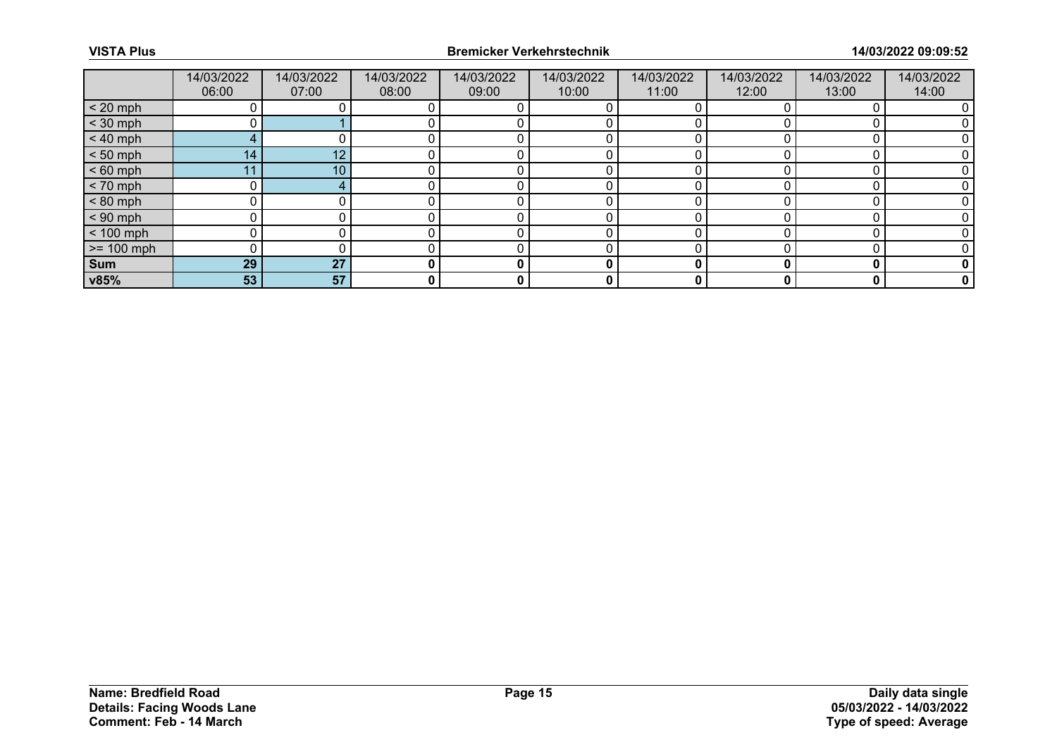| | 14/03/2022 06:00 | 14/03/2022 07:00 | 14/03/2022 08:00 | 14/03/2022 09:00 | 14/03/2022 10:00 | 14/03/2022 11:00 | 14/03/2022 12:00 | 14/03/2022 13:00 | 14/03/2022 14:00 |
|---|---|---|---|---|---|---|---|---|---|
| < 20 mph | 0 | 0 | 0 | 0 | 0 | 0 | 0 | 0 | 0 |
| < 30 mph | 0 | 1 | 0 | 0 | 0 | 0 | 0 | 0 | 0 |
| < 40 mph | 4 | 0 | 0 | 0 | 0 | 0 | 0 | 0 | 0 |
| < 50 mph | 14 | 12 | 0 | 0 | 0 | 0 | 0 | 0 | 0 |
| < 60 mph | 11 | 10 | 0 | 0 | 0 | 0 | 0 | 0 | 0 |
| < 70 mph | 0 | 4 | 0 | 0 | 0 | 0 | 0 | 0 | 0 |
| < 80 mph | 0 | 0 | 0 | 0 | 0 | 0 | 0 | 0 | 0 |
| < 90 mph | 0 | 0 | 0 | 0 | 0 | 0 | 0 | 0 | 0 |
| < 100 mph | 0 | 0 | 0 | 0 | 0 | 0 | 0 | 0 | 0 |
| >= 100 mph | 0 | 0 | 0 | 0 | 0 | 0 | 0 | 0 | 0 |
| **Sum** | **29** | **27** | **0** | **0** | **0** | **0** | **0** | **0** | **0** |
| **v85%** | **53** | **57** | **0** | **0** | **0** | **0** | **0** | **0** | **0** |

**Name: Bredfield Road**
**Details: Facing Woods Lane**
**Comment: Feb - 14 March**

**Daily data single**
**05/03/2022 - 14/03/2022**
**Type of speed: Average**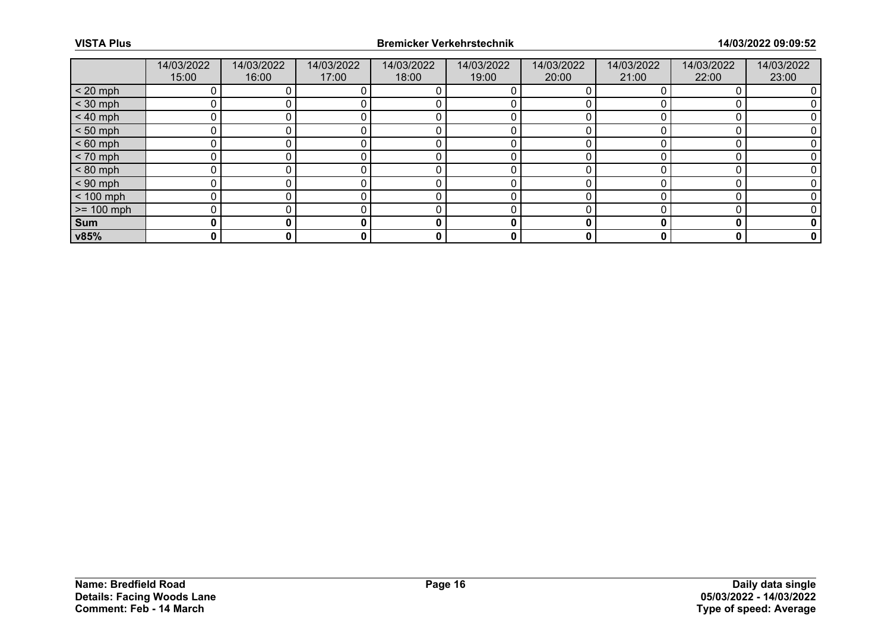| | 14/03/2022 15:00 | 14/03/2022 16:00 | 14/03/2022 17:00 | 14/03/2022 18:00 | 14/03/2022 19:00 | 14/03/2022 20:00 | 14/03/2022 21:00 | 14/03/2022 22:00 | 14/03/2022 23:00 |
|---|---|---|---|---|---|---|---|---|---|
| < 20 mph | 0 | 0 | 0 | 0 | 0 | 0 | 0 | 0 | 0 |
| < 30 mph | 0 | 0 | 0 | 0 | 0 | 0 | 0 | 0 | 0 |
| < 40 mph | 0 | 0 | 0 | 0 | 0 | 0 | 0 | 0 | 0 |
| < 50 mph | 0 | 0 | 0 | 0 | 0 | 0 | 0 | 0 | 0 |
| < 60 mph | 0 | 0 | 0 | 0 | 0 | 0 | 0 | 0 | 0 |
| < 70 mph | 0 | 0 | 0 | 0 | 0 | 0 | 0 | 0 | 0 |
| < 80 mph | 0 | 0 | 0 | 0 | 0 | 0 | 0 | 0 | 0 |
| < 90 mph | 0 | 0 | 0 | 0 | 0 | 0 | 0 | 0 | 0 |
| < 100 mph | 0 | 0 | 0 | 0 | 0 | 0 | 0 | 0 | 0 |
| >= 100 mph | 0 | 0 | 0 | 0 | 0 | 0 | 0 | 0 | 0 |
| **Sum** | **0** | **0** | **0** | **0** | **0** | **0** | **0** | **0** | **0** |
| **v85%** | **0** | **0** | **0** | **0** | **0** | **0** | **0** | **0** | **0** |

**Name: Bredfield Road**
**Details: Facing Woods Lane**
**Comment: Feb - 14 March**

**Daily data single**
**05/03/2022 - 14/03/2022**
**Type of speed: Average**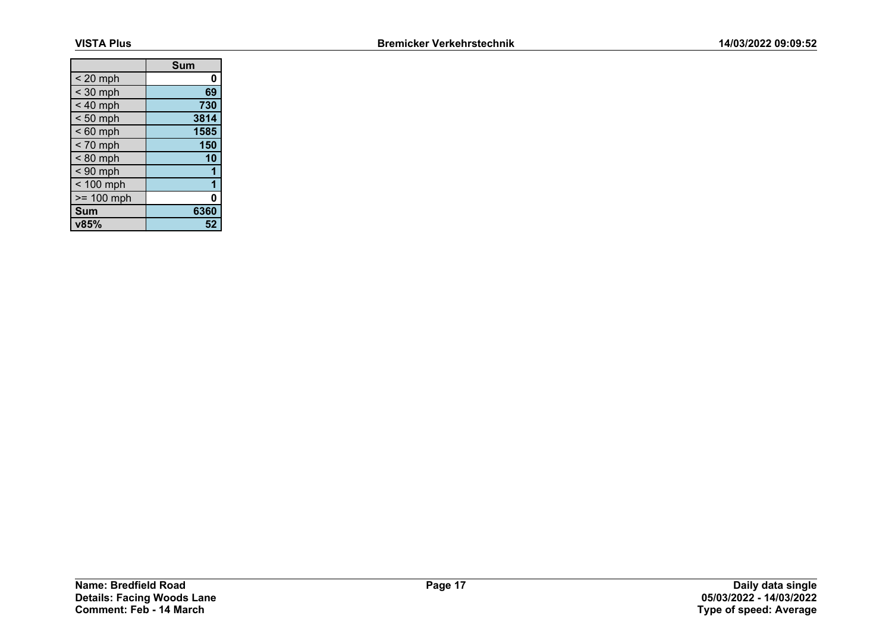| | Sum |
|---|---|
| < 20 mph | 0 |
| < 30 mph | 69 |
| < 40 mph | 730 |
| < 50 mph | 3814 |
| < 60 mph | 1585 |
| < 70 mph | 150 |
| < 80 mph | 10 |
| < 90 mph | 1 |
| < 100 mph | 1 |
| >= 100 mph | 0 |
| **Sum** | 6360 |
| **v85%** | 52 |